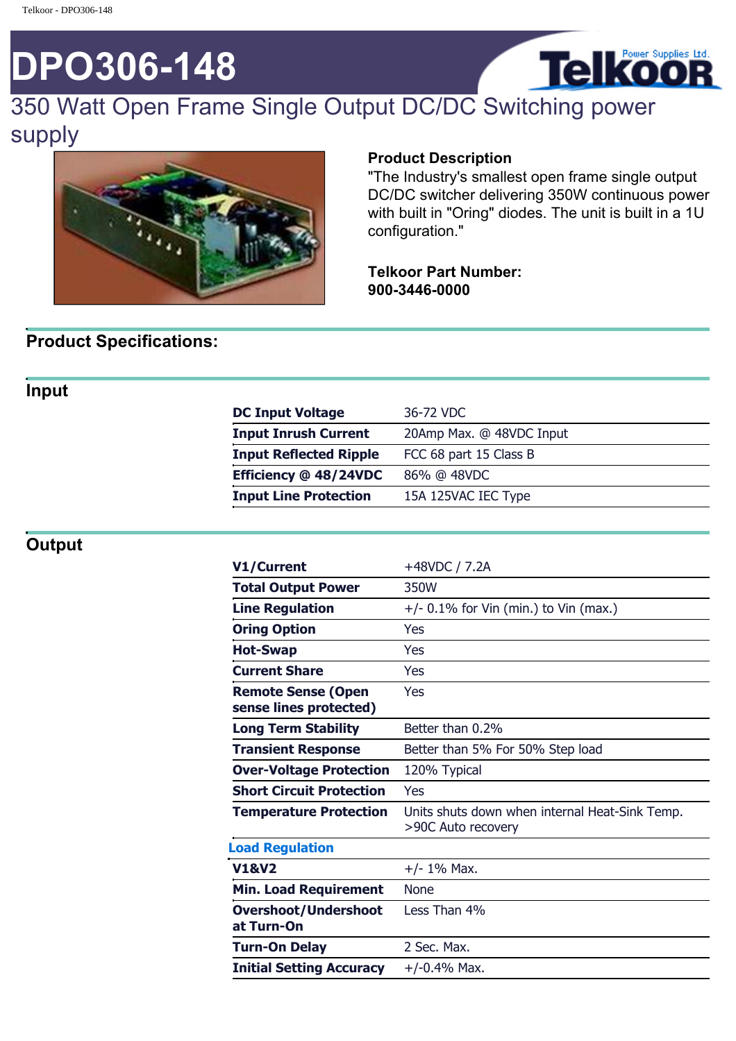# DPO306-148

## 350 Watt Open Frame Single Output DC/DC Switching power supply

**Product Description**

"The Industry's smallest open frame single output DC/DC switcher delivering 350W continuous power with built in "Oring" diodes. The unit is built in a 1U configuration."

**Telkoor Part Number:**
**900-3446-0000**

## Product Specifications:

### Input

| | |
|---|---|
| **DC Input Voltage** | 36-72 VDC |
| **Input Inrush Current** | 20Amp Max. @ 48VDC Input |
| **Input Reflected Ripple** | FCC 68 part 15 Class B |
| **Efficiency @ 48/24VDC** | 86% @ 48VDC |
| **Input Line Protection** | 15A 125VAC IEC Type |

### Output

| | |
|---|---|
| **V1/Current** | +48VDC / 7.2A |
| **Total Output Power** | 350W |
| **Line Regulation** | +/- 0.1% for Vin (min.) to Vin (max.) |
| **Oring Option** | Yes |
| **Hot-Swap** | Yes |
| **Current Share** | Yes |
| **Remote Sense (Open sense lines protected)** | Yes |
| **Long Term Stability** | Better than 0.2% |
| **Transient Response** | Better than 5% For 50% Step load |
| **Over-Voltage Protection** | 120% Typical |
| **Short Circuit Protection** | Yes |
| **Temperature Protection** | Units shuts down when internal Heat-Sink Temp. >90C Auto recovery |
| **Load Regulation** | |
| **V1&V2** | +/- 1% Max. |
| **Min. Load Requirement** | None |
| **Overshoot/Undershoot at Turn-On** | Less Than 4% |
| **Turn-On Delay** | 2 Sec. Max. |
| **Initial Setting Accuracy** | +/-0.4% Max. |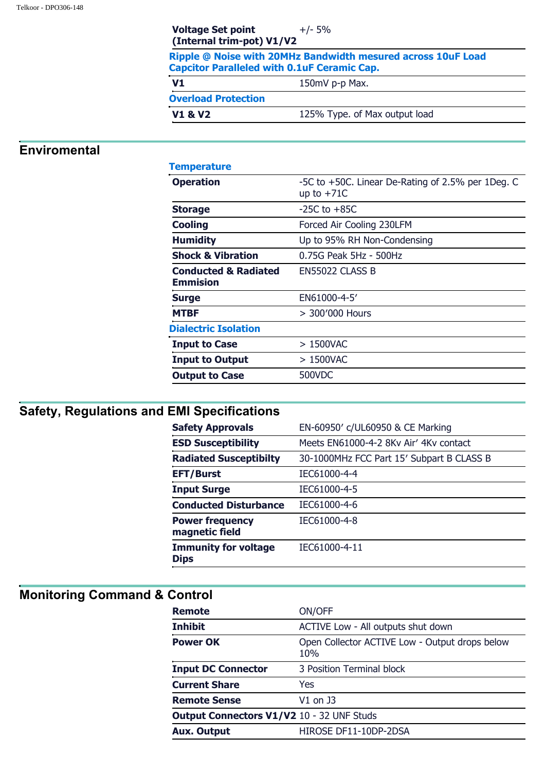| | |
|---|---|
| **Voltage Set point (Internal trim-pot) V1/V2** | +/- 5% |
| **Ripple @ Noise with 20MHz Bandwidth mesured across 10uF Load Capcitor Paralleled with 0.1uF Ceramic Cap.** | |
| **V1** | 150mV p-p Max. |
| **Overload Protection** | |
| **V1 & V2** | 125% Type. of Max output load |

## Enviromental

| | |
|---|---|
| **Temperature** | |
| **Operation** | -5C to +50C. Linear De-Rating of 2.5% per 1Deg. C up to +71C |
| **Storage** | -25C to +85C |
| **Cooling** | Forced Air Cooling 230LFM |
| **Humidity** | Up to 95% RH Non-Condensing |
| **Shock & Vibration** | 0.75G Peak 5Hz - 500Hz |
| **Conducted & Radiated Emmision** | EN55022 CLASS B |
| **Surge** | EN61000-4-5' |
| **MTBF** | > 300'000 Hours |
| **Dialectric Isolation** | |
| **Input to Case** | > 1500VAC |
| **Input to Output** | > 1500VAC |
| **Output to Case** | 500VDC |

## Safety, Regulations and EMI Specifications

| | |
|---|---|
| **Safety Approvals** | EN-60950' c/UL60950 & CE Marking |
| **ESD Susceptibility** | Meets EN61000-4-2 8Kv Air' 4Kv contact |
| **Radiated Susceptibilty** | 30-1000MHz FCC Part 15' Subpart B CLASS B |
| **EFT/Burst** | IEC61000-4-4 |
| **Input Surge** | IEC61000-4-5 |
| **Conducted Disturbance** | IEC61000-4-6 |
| **Power frequency magnetic field** | IEC61000-4-8 |
| **Immunity for voltage Dips** | IEC61000-4-11 |

## Monitoring Command & Control

| | |
|---|---|
| **Remote** | ON/OFF |
| **Inhibit** | ACTIVE Low - All outputs shut down |
| **Power OK** | Open Collector ACTIVE Low - Output drops below 10% |
| **Input DC Connector** | 3 Position Terminal block |
| **Current Share** | Yes |
| **Remote Sense** | V1 on J3 |
| **Output Connectors V1/V2** | 10 - 32 UNF Studs |
| **Aux. Output** | HIROSE DF11-10DP-2DSA |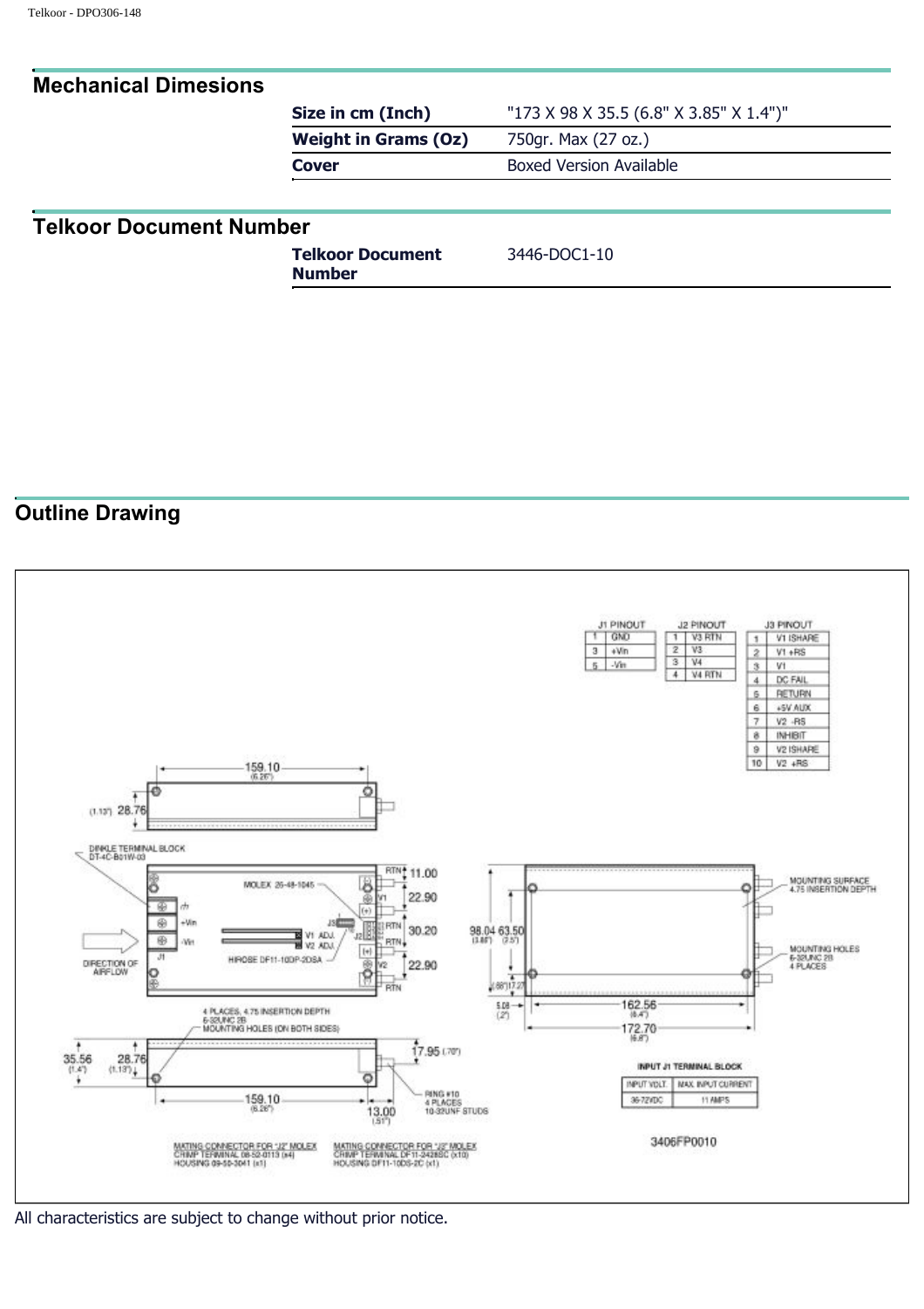## Mechanical Dimesions

| | |
|---|---|
| **Size in cm (Inch)** | "173 X 98 X 35.5 (6.8" X 3.85" X 1.4")" |
| **Weight in Grams (Oz)** | 750gr. Max (27 oz.) |
| **Cover** | Boxed Version Available |

## Telkoor Document Number

| | |
|---|---|
| **Telkoor Document Number** | 3446-DOC1-10 |

## Outline Drawing

J1 PINOUT

| | |
|---|---|
| 1 | GND |
| 3 | +Vin |
| 5 | -Vin |

J2 PINOUT

| | |
|---|---|
| 1 | V3 RTN |
| 2 | V3 |
| 3 | V4 |
| 4 | V4 RTN |

J3 PINOUT

| | |
|---|---|
| 1 | V1 ISHARE |
| 2 | V1 +RS |
| 3 | V1 |
| 4 | DC FAIL |
| 5 | RETURN |
| 6 | +5V AUX |
| 7 | V2 -RS |
| 8 | INHIBIT |
| 9 | V2 ISHARE |
| 10 | V2 +RS |

159.10 (6.26")
(1.13") 28.76
DINKLE TERMINAL BLOCK DT-4C-B01W-03
MOLEX 26-48-1045
+Vin
-Vin
J1
J3
J2
V1 ADJ.
V2 ADJ.
HIROSE DF11-10DP-2DSA
DIRECTION OF AIRFLOW
RTN 11.00
V1 22.90
RTN 30.20
RTN
V2 22.90
RTN
98.04 (3.86") 63.50 (2.5")
MOUNTING SURFACE 4.75 INSERTION DEPTH
MOUNTING HOLES 6-32UNC 2B 4 PLACES
(.68") 17.27
5.08 (.2")
162.56 (6.4")
172.70 (6.8")
4 PLACES, 4.75 INSERTION DEPTH 6-32UNC 2B MOUNTING HOLES (ON BOTH SIDES)
35.56 (1.4")
28.76 (1.13")
17.95 (.70")
159.10 (6.26")
13.00 (.51")
RING #10 4 PLACES 10-32UNF STUDS

INPUT J1 TERMINAL BLOCK

| INPUT VOLT. | MAX. INPUT CURRENT |
|---|---|
| 36-72VDC | 11 AMPS |

MATING CONNECTOR FOR "J2" MOLEX CRIMP TERMINAL 08-50-0113 (x4) HOUSING 09-50-3041 (x1)
MATING CONNECTOR FOR "J3" MOLEX CRIMP TERMINAL DF11-2428SC (x10) HOUSING DF11-10DS-2C (x1)
3406FP0010

All characteristics are subject to change without prior notice.